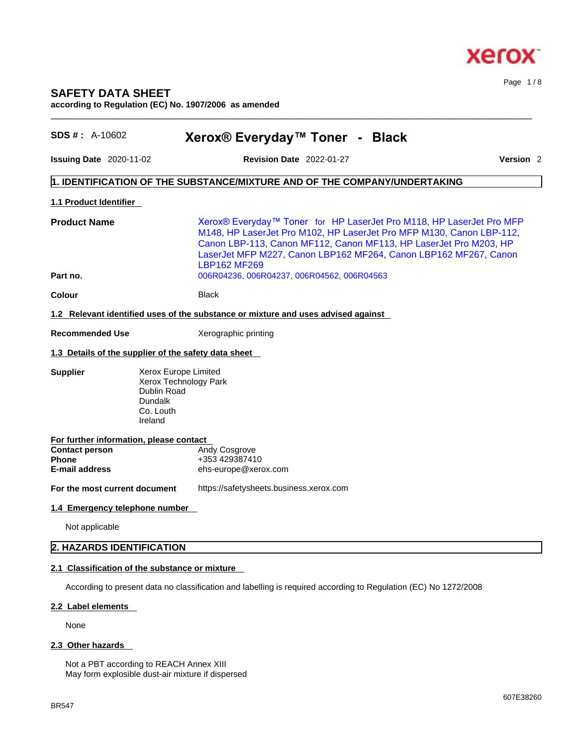# SAFETY DATA SHEET

**according to Regulation (EC) No. 1907/2006 as amended**

**SDS # :** A-10602 **Xerox® Everyday™ Toner - Black**

**Issuing Date** 2020-11-02 **Revision Date** 2022-01-27 **Version** 2

## 1. IDENTIFICATION OF THE SUBSTANCE/MIXTURE AND OF THE COMPANY/UNDERTAKING

### 1.1 Product Identifier

**Product Name** Xerox® Everyday™ Toner for HP LaserJet Pro M118, HP LaserJet Pro MFP M148, HP LaserJet Pro M102, HP LaserJet Pro MFP M130, Canon LBP-112, Canon LBP-113, Canon MF112, Canon MF113, HP LaserJet Pro M203, HP LaserJet MFP M227, Canon LBP162 MF264, Canon LBP162 MF267, Canon LBP162 MF269

**Part no.** 006R04236, 006R04237, 006R04562, 006R04563

**Colour** Black

### 1.2 Relevant identified uses of the substance or mixture and uses advised against

**Recommended Use** Xerographic printing

### 1.3 Details of the supplier of the safety data sheet

**Supplier**
Xerox Europe Limited
Xerox Technology Park
Dublin Road
Dundalk
Co. Louth
Ireland

**For further information, please contact**

**Contact person** Andy Cosgrove
**Phone** +353 429387410
**E-mail address** ehs-europe@xerox.com

**For the most current document** https://safetysheets.business.xerox.com

### 1.4 Emergency telephone number

Not applicable

## 2. HAZARDS IDENTIFICATION

### 2.1 Classification of the substance or mixture

According to present data no classification and labelling is required according to Regulation (EC) No 1272/2008

### 2.2 Label elements

None

### 2.3 Other hazards

Not a PBT according to REACH Annex XIII
May form explosible dust-air mixture if dispersed

BR547

607E38260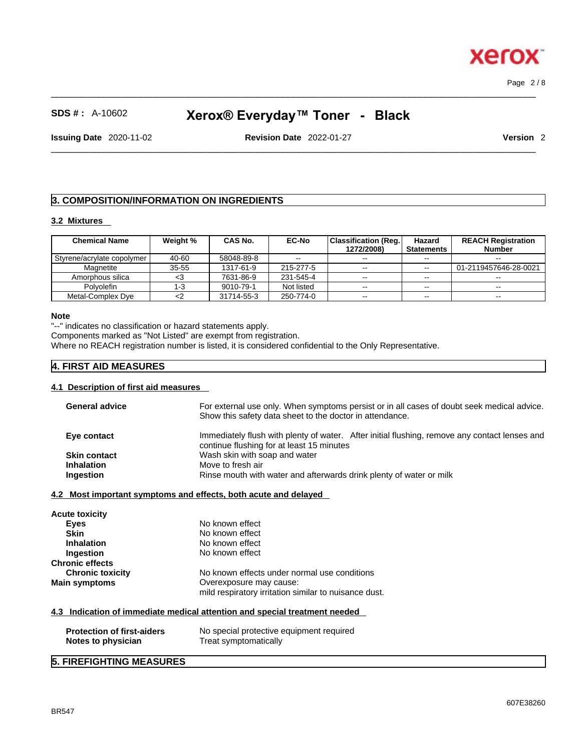## 3. COMPOSITION/INFORMATION ON INGREDIENTS

### 3.2 Mixtures

| Chemical Name | Weight % | CAS No. | EC-No | Classification (Reg. 1272/2008) | Hazard Statements | REACH Registration Number |
|---|---|---|---|---|---|---|
| Styrene/acrylate copolymer | 40-60 | 58048-89-8 | -- | -- | -- | -- |
| Magnetite | 35-55 | 1317-61-9 | 215-277-5 | -- | -- | 01-2119457646-28-0021 |
| Amorphous silica | <3 | 7631-86-9 | 231-545-4 | -- | -- | -- |
| Polyolefin | 1-3 | 9010-79-1 | Not listed | -- | -- | -- |
| Metal-Complex Dye | <2 | 31714-55-3 | 250-774-0 | -- | -- | -- |

**Note**

"--" indicates no classification or hazard statements apply.
Components marked as "Not Listed" are exempt from registration.
Where no REACH registration number is listed, it is considered confidential to the Only Representative.

## 4. FIRST AID MEASURES

### 4.1 Description of first aid measures

**General advice** For external use only. When symptoms persist or in all cases of doubt seek medical advice. Show this safety data sheet to the doctor in attendance.

**Eye contact** Immediately flush with plenty of water. After initial flushing, remove any contact lenses and continue flushing for at least 15 minutes

**Skin contact** Wash skin with soap and water

**Inhalation** Move to fresh air

**Ingestion** Rinse mouth with water and afterwards drink plenty of water or milk

### 4.2 Most important symptoms and effects, both acute and delayed

**Acute toxicity**

**Eyes** No known effect
**Skin** No known effect
**Inhalation** No known effect
**Ingestion** No known effect

**Chronic effects**

**Chronic toxicity** No known effects under normal use conditions

**Main symptoms** Overexposure may cause:
mild respiratory irritation similar to nuisance dust.

### 4.3 Indication of immediate medical attention and special treatment needed

**Protection of first-aiders** No special protective equipment required
**Notes to physician** Treat symptomatically

## 5. FIREFIGHTING MEASURES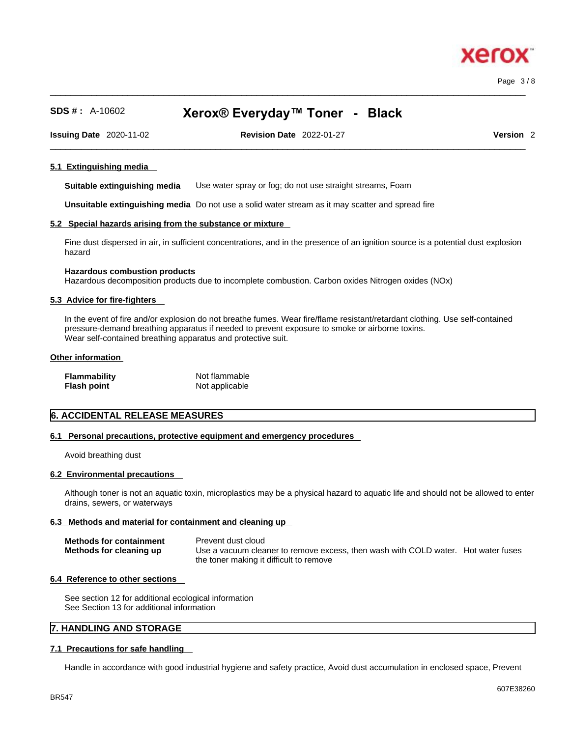#### 5.1 Extinguishing media

**Suitable extinguishing media** Use water spray or fog; do not use straight streams, Foam

**Unsuitable extinguishing media** Do not use a solid water stream as it may scatter and spread fire

#### 5.2 Special hazards arising from the substance or mixture

Fine dust dispersed in air, in sufficient concentrations, and in the presence of an ignition source is a potential dust explosion hazard

**Hazardous combustion products**
Hazardous decomposition products due to incomplete combustion. Carbon oxides Nitrogen oxides (NOx)

#### 5.3 Advice for fire-fighters

In the event of fire and/or explosion do not breathe fumes. Wear fire/flame resistant/retardant clothing. Use self-contained pressure-demand breathing apparatus if needed to prevent exposure to smoke or airborne toxins.
Wear self-contained breathing apparatus and protective suit.

#### Other information

| | |
|---|---|
| **Flammability** | Not flammable |
| **Flash point** | Not applicable |

## 6. ACCIDENTAL RELEASE MEASURES

#### 6.1 Personal precautions, protective equipment and emergency procedures

Avoid breathing dust

#### 6.2 Environmental precautions

Although toner is not an aquatic toxin, microplastics may be a physical hazard to aquatic life and should not be allowed to enter drains, sewers, or waterways

#### 6.3 Methods and material for containment and cleaning up

| | |
|---|---|
| **Methods for containment** | Prevent dust cloud |
| **Methods for cleaning up** | Use a vacuum cleaner to remove excess, then wash with COLD water. Hot water fuses the toner making it difficult to remove |

#### 6.4 Reference to other sections

See section 12 for additional ecological information
See Section 13 for additional information

## 7. HANDLING AND STORAGE

#### 7.1 Precautions for safe handling

Handle in accordance with good industrial hygiene and safety practice, Avoid dust accumulation in enclosed space, Prevent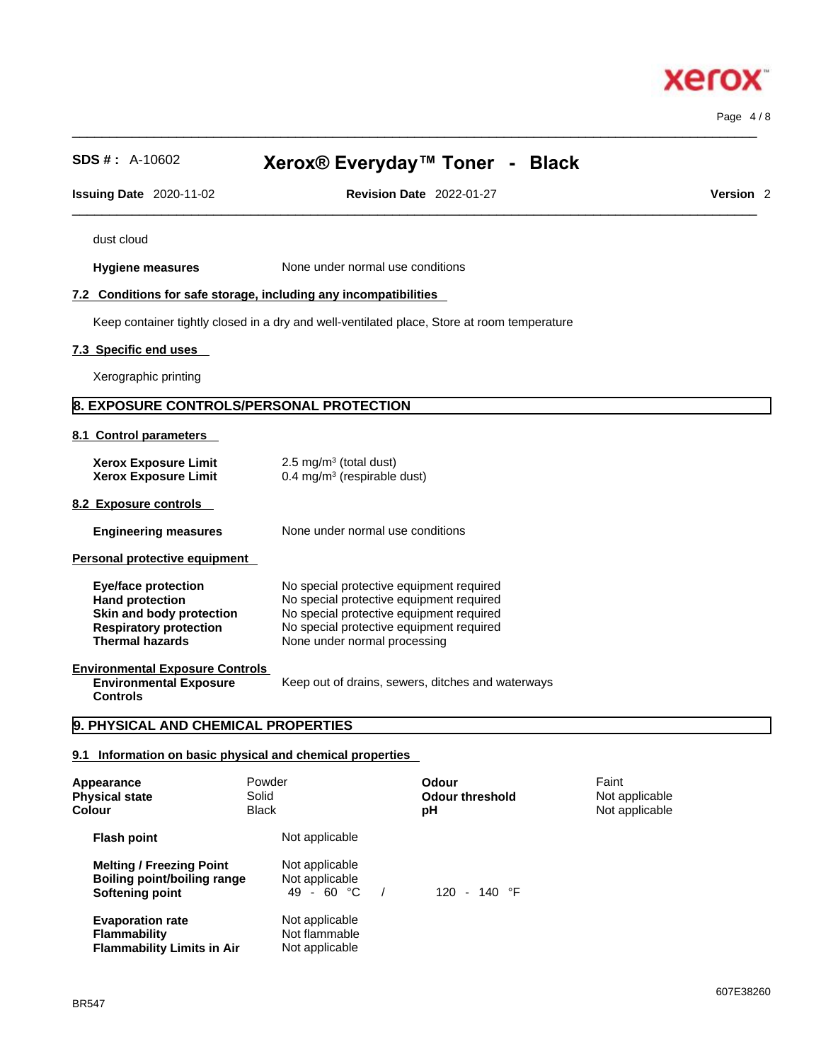dust cloud

| | |
|---|---|
| **Hygiene measures** | None under normal use conditions |

### 7.2 Conditions for safe storage, including any incompatibilities

Keep container tightly closed in a dry and well-ventilated place, Store at room temperature

### 7.3 Specific end uses

Xerographic printing

## 8. EXPOSURE CONTROLS/PERSONAL PROTECTION

### 8.1 Control parameters

| | |
|---|---|
| **Xerox Exposure Limit** | 2.5 mg/m³ (total dust) |
| **Xerox Exposure Limit** | 0.4 mg/m³ (respirable dust) |

### 8.2 Exposure controls

| | |
|---|---|
| **Engineering measures** | None under normal use conditions |

**Personal protective equipment**

| | |
|---|---|
| **Eye/face protection** | No special protective equipment required |
| **Hand protection** | No special protective equipment required |
| **Skin and body protection** | No special protective equipment required |
| **Respiratory protection** | No special protective equipment required |
| **Thermal hazards** | None under normal processing |

**Environmental Exposure Controls**

| | |
|---|---|
| **Environmental Exposure Controls** | Keep out of drains, sewers, ditches and waterways |

## 9. PHYSICAL AND CHEMICAL PROPERTIES

### 9.1 Information on basic physical and chemical properties

| | | | |
|---|---|---|---|
| **Appearance** | Powder | **Odour** | Faint |
| **Physical state** | Solid | **Odour threshold** | Not applicable |
| **Colour** | Black | **pH** | Not applicable |

| | | |
|---|---|---|
| **Flash point** | Not applicable | |
| **Melting / Freezing Point** | Not applicable | |
| **Boiling point/boiling range** | Not applicable | |
| **Softening point** | 49 - 60 °C / | 120 - 140 °F |
| **Evaporation rate** | Not applicable | |
| **Flammability** | Not flammable | |
| **Flammability Limits in Air** | Not applicable | |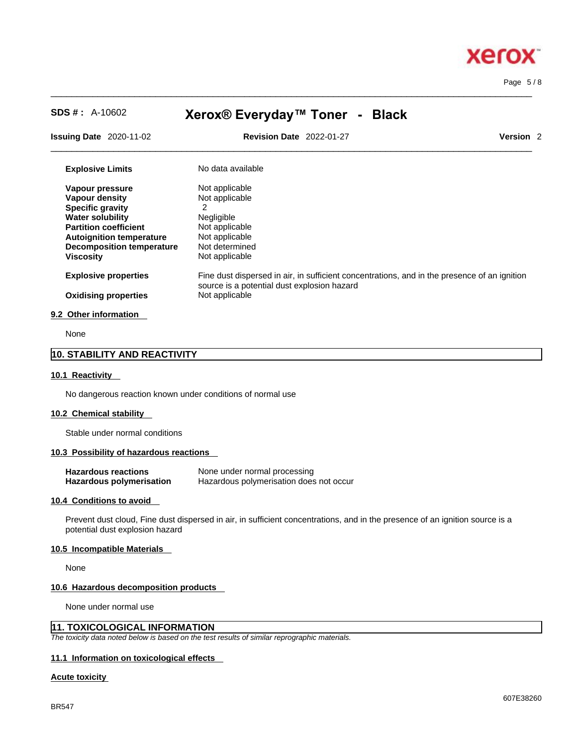| | |
|---|---|
| **Explosive Limits** | No data available |
| **Vapour pressure** | Not applicable |
| **Vapour density** | Not applicable |
| **Specific gravity** | 2 |
| **Water solubility** | Negligible |
| **Partition coefficient** | Not applicable |
| **Autoignition temperature** | Not applicable |
| **Decomposition temperature** | Not determined |
| **Viscosity** | Not applicable |
| **Explosive properties** | Fine dust dispersed in air, in sufficient concentrations, and in the presence of an ignition source is a potential dust explosion hazard |
| **Oxidising properties** | Not applicable |

### 9.2 Other information

None

## 10. STABILITY AND REACTIVITY

### 10.1 Reactivity

No dangerous reaction known under conditions of normal use

### 10.2 Chemical stability

Stable under normal conditions

### 10.3 Possibility of hazardous reactions

| | |
|---|---|
| **Hazardous reactions** | None under normal processing |
| **Hazardous polymerisation** | Hazardous polymerisation does not occur |

### 10.4 Conditions to avoid

Prevent dust cloud, Fine dust dispersed in air, in sufficient concentrations, and in the presence of an ignition source is a potential dust explosion hazard

### 10.5 Incompatible Materials

None

### 10.6 Hazardous decomposition products

None under normal use

## 11. TOXICOLOGICAL INFORMATION

*The toxicity data noted below is based on the test results of similar reprographic materials.*

### 11.1 Information on toxicological effects

**Acute toxicity**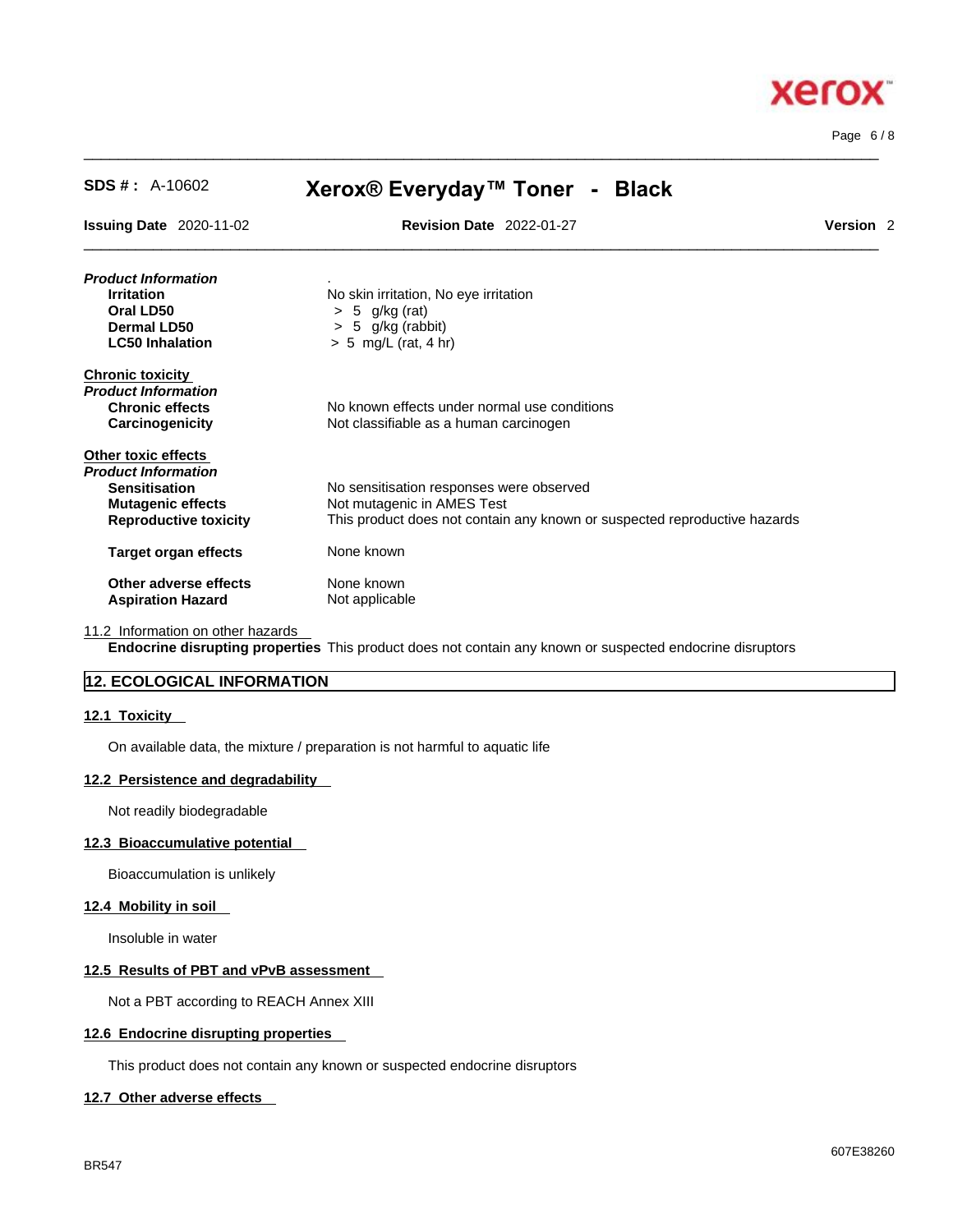| | |
|---|---|
| ***Product Information*** | . |
| **Irritation** | No skin irritation, No eye irritation |
| **Oral LD50** | > 5 g/kg (rat) |
| **Dermal LD50** | > 5 g/kg (rabbit) |
| **LC50 Inhalation** | > 5 mg/L (rat, 4 hr) |

**Chronic toxicity**

| | |
|---|---|
| ***Product Information*** | |
| **Chronic effects** | No known effects under normal use conditions |
| **Carcinogenicity** | Not classifiable as a human carcinogen |

**Other toxic effects**

| | |
|---|---|
| ***Product Information*** | |
| **Sensitisation** | No sensitisation responses were observed |
| **Mutagenic effects** | Not mutagenic in AMES Test |
| **Reproductive toxicity** | This product does not contain any known or suspected reproductive hazards |
| **Target organ effects** | None known |
| **Other adverse effects** | None known |
| **Aspiration Hazard** | Not applicable |

11.2 Information on other hazards

**Endocrine disrupting properties** This product does not contain any known or suspected endocrine disruptors

## 12. ECOLOGICAL INFORMATION

### 12.1 Toxicity

On available data, the mixture / preparation is not harmful to aquatic life

### 12.2 Persistence and degradability

Not readily biodegradable

### 12.3 Bioaccumulative potential

Bioaccumulation is unlikely

### 12.4 Mobility in soil

Insoluble in water

### 12.5 Results of PBT and vPvB assessment

Not a PBT according to REACH Annex XIII

### 12.6 Endocrine disrupting properties

This product does not contain any known or suspected endocrine disruptors

### 12.7 Other adverse effects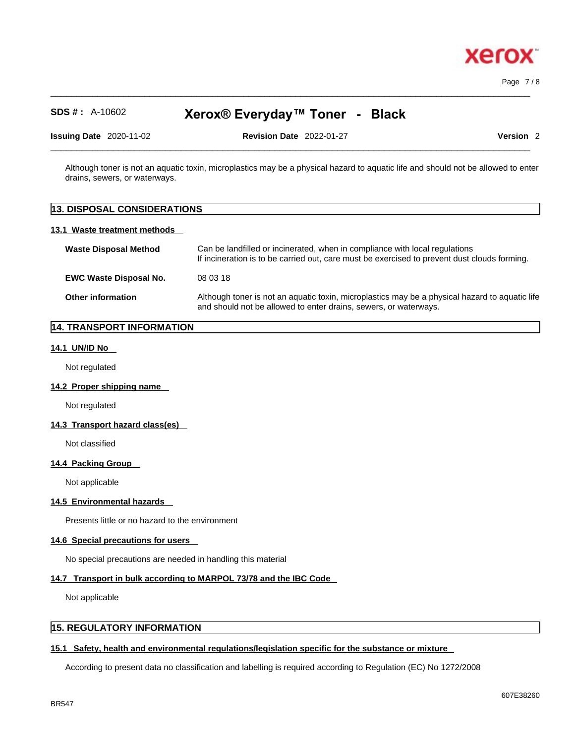Although toner is not an aquatic toxin, microplastics may be a physical hazard to aquatic life and should not be allowed to enter drains, sewers, or waterways.

## 13. DISPOSAL CONSIDERATIONS

### 13.1 Waste treatment methods

**Waste Disposal Method**
Can be landfilled or incinerated, when in compliance with local regulations
If incineration is to be carried out, care must be exercised to prevent dust clouds forming.

**EWC Waste Disposal No.**
08 03 18

**Other information**
Although toner is not an aquatic toxin, microplastics may be a physical hazard to aquatic life and should not be allowed to enter drains, sewers, or waterways.

## 14. TRANSPORT INFORMATION

### 14.1 UN/ID No

Not regulated

### 14.2 Proper shipping name

Not regulated

### 14.3 Transport hazard class(es)

Not classified

### 14.4 Packing Group

Not applicable

### 14.5 Environmental hazards

Presents little or no hazard to the environment

### 14.6 Special precautions for users

No special precautions are needed in handling this material

### 14.7 Transport in bulk according to MARPOL 73/78 and the IBC Code

Not applicable

## 15. REGULATORY INFORMATION

### 15.1 Safety, health and environmental regulations/legislation specific for the substance or mixture

According to present data no classification and labelling is required according to Regulation (EC) No 1272/2008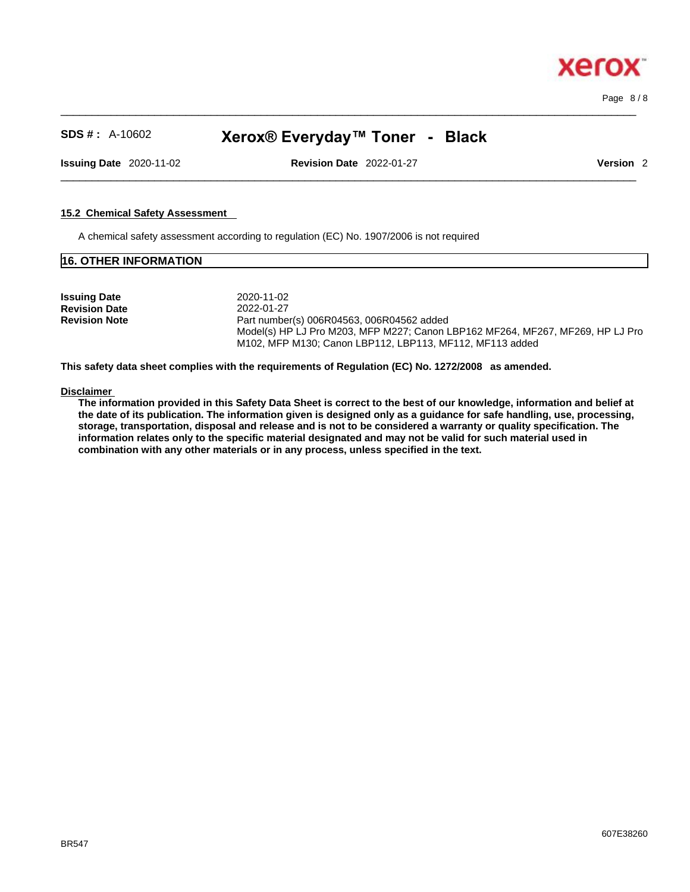### 15.2 Chemical Safety Assessment

A chemical safety assessment according to regulation (EC) No. 1907/2006 is not required

## 16. OTHER INFORMATION

| | |
|---|---|
| **Issuing Date** | 2020-11-02 |
| **Revision Date** | 2022-01-27 |
| **Revision Note** | Part number(s) 006R04563, 006R04562 added<br>Model(s) HP LJ Pro M203, MFP M227; Canon LBP162 MF264, MF267, MF269, HP LJ Pro M102, MFP M130; Canon LBP112, LBP113, MF112, MF113 added |

**This safety data sheet complies with the requirements of Regulation (EC) No. 1272/2008 as amended.**

**Disclaimer**

**The information provided in this Safety Data Sheet is correct to the best of our knowledge, information and belief at the date of its publication. The information given is designed only as a guidance for safe handling, use, processing, storage, transportation, disposal and release and is not to be considered a warranty or quality specification. The information relates only to the specific material designated and may not be valid for such material used in combination with any other materials or in any process, unless specified in the text.**